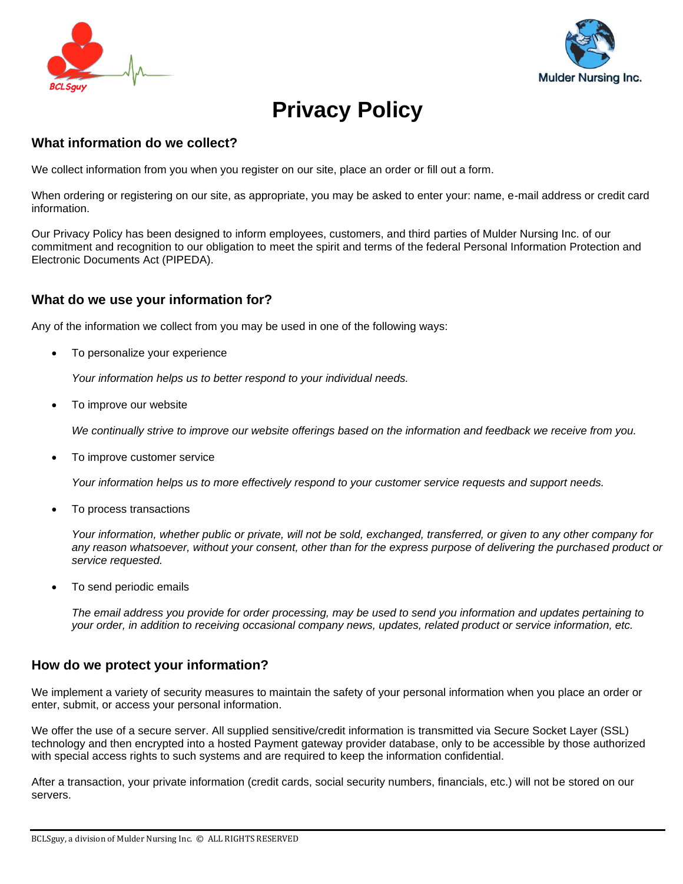# Privacy Policy

## What information do we collect?

We collect information from you when you register on our site, place an order or fill out a form.

When ordering or registering on our site, as appropriate, you may be asked to enter your: name, e-mail address or credit card information.

Our Privacy Policy has been designed to inform employees, customers, and third parties of Mulder Nursing Inc. of our commitment and recognition to our obligation to meet the spirit and terms of the federal Personal Information Protection and Electronic Documents Act (PIPEDA).

## What do we use your information for?

Any of the information we collect from you may be used in one of the following ways:

- To personalize your experience

  *Your information helps us to better respond to your individual needs.*

- To improve our website

  *We continually strive to improve our website offerings based on the information and feedback we receive from you.*

- To improve customer service

  *Your information helps us to more effectively respond to your customer service requests and support needs.*

- To process transactions

  *Your information, whether public or private, will not be sold, exchanged, transferred, or given to any other company for any reason whatsoever, without your consent, other than for the express purpose of delivering the purchased product or service requested.*

- To send periodic emails

  *The email address you provide for order processing, may be used to send you information and updates pertaining to your order, in addition to receiving occasional company news, updates, related product or service information, etc.*

## How do we protect your information?

We implement a variety of security measures to maintain the safety of your personal information when you place an order or enter, submit, or access your personal information.

We offer the use of a secure server. All supplied sensitive/credit information is transmitted via Secure Socket Layer (SSL) technology and then encrypted into a hosted Payment gateway provider database, only to be accessible by those authorized with special access rights to such systems and are required to keep the information confidential.

After a transaction, your private information (credit cards, social security numbers, financials, etc.) will not be stored on our servers.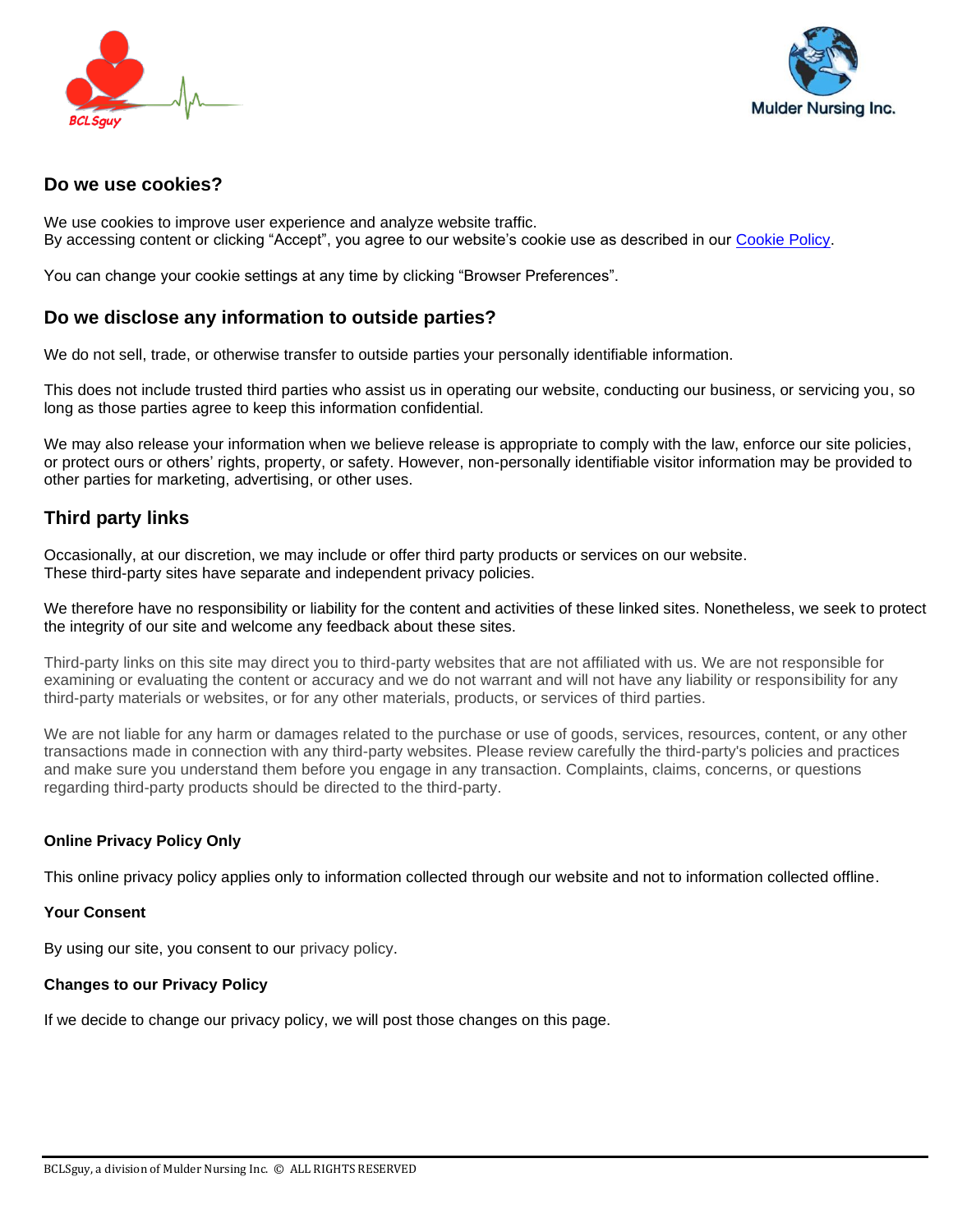## Do we use cookies?

We use cookies to improve user experience and analyze website traffic.
By accessing content or clicking "Accept", you agree to our website's cookie use as described in our Cookie Policy.

You can change your cookie settings at any time by clicking "Browser Preferences".

## Do we disclose any information to outside parties?

We do not sell, trade, or otherwise transfer to outside parties your personally identifiable information.

This does not include trusted third parties who assist us in operating our website, conducting our business, or servicing you, so long as those parties agree to keep this information confidential.

We may also release your information when we believe release is appropriate to comply with the law, enforce our site policies, or protect ours or others' rights, property, or safety. However, non-personally identifiable visitor information may be provided to other parties for marketing, advertising, or other uses.

## Third party links

Occasionally, at our discretion, we may include or offer third party products or services on our website.
These third-party sites have separate and independent privacy policies.

We therefore have no responsibility or liability for the content and activities of these linked sites. Nonetheless, we seek to protect the integrity of our site and welcome any feedback about these sites.

Third-party links on this site may direct you to third-party websites that are not affiliated with us. We are not responsible for examining or evaluating the content or accuracy and we do not warrant and will not have any liability or responsibility for any third-party materials or websites, or for any other materials, products, or services of third parties.

We are not liable for any harm or damages related to the purchase or use of goods, services, resources, content, or any other transactions made in connection with any third-party websites. Please review carefully the third-party's policies and practices and make sure you understand them before you engage in any transaction. Complaints, claims, concerns, or questions regarding third-party products should be directed to the third-party.

### Online Privacy Policy Only

This online privacy policy applies only to information collected through our website and not to information collected offline.

### Your Consent

By using our site, you consent to our privacy policy.

### Changes to our Privacy Policy

If we decide to change our privacy policy, we will post those changes on this page.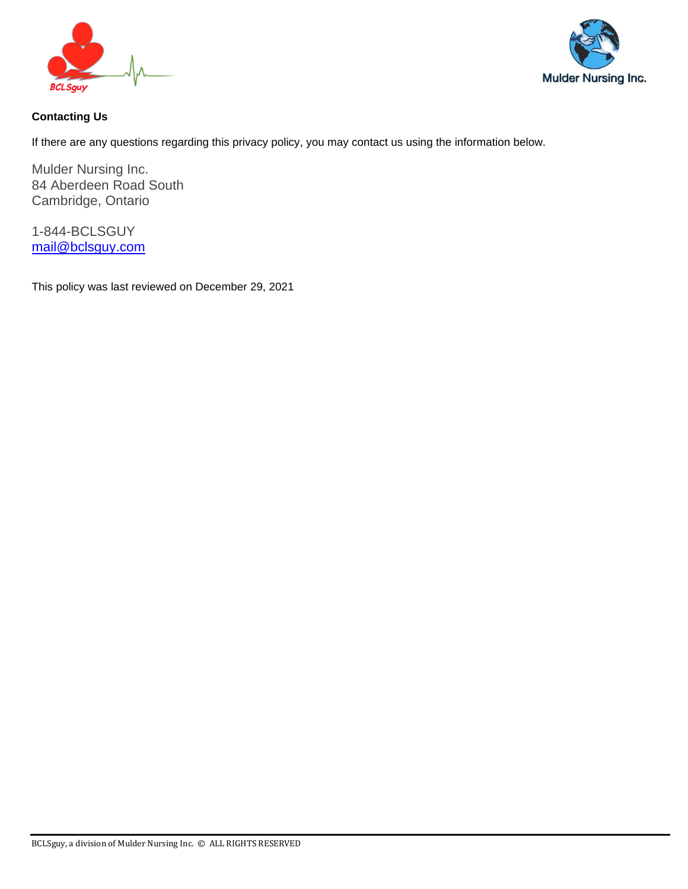**Contacting Us**

If there are any questions regarding this privacy policy, you may contact us using the information below.

Mulder Nursing Inc.
84 Aberdeen Road South
Cambridge, Ontario

1-844-BCLSGUY
mail@bclsguy.com

This policy was last reviewed on December 29, 2021